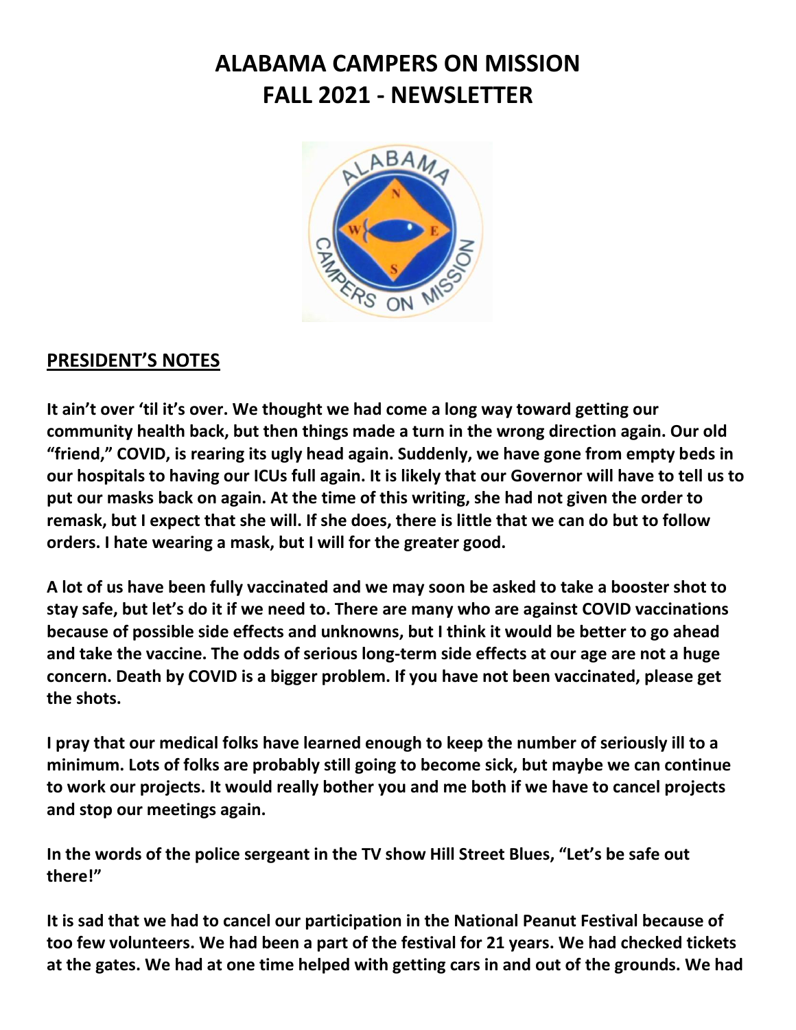# ALABAMA CAMPERS ON MISSION
# FALL 2021 - NEWSLETTER

## PRESIDENT'S NOTES

**It ain't over 'til it's over. We thought we had come a long way toward getting our community health back, but then things made a turn in the wrong direction again. Our old "friend," COVID, is rearing its ugly head again. Suddenly, we have gone from empty beds in our hospitals to having our ICUs full again. It is likely that our Governor will have to tell us to put our masks back on again. At the time of this writing, she had not given the order to remask, but I expect that she will. If she does, there is little that we can do but to follow orders. I hate wearing a mask, but I will for the greater good.**

**A lot of us have been fully vaccinated and we may soon be asked to take a booster shot to stay safe, but let's do it if we need to. There are many who are against COVID vaccinations because of possible side effects and unknowns, but I think it would be better to go ahead and take the vaccine. The odds of serious long-term side effects at our age are not a huge concern. Death by COVID is a bigger problem. If you have not been vaccinated, please get the shots.**

**I pray that our medical folks have learned enough to keep the number of seriously ill to a minimum. Lots of folks are probably still going to become sick, but maybe we can continue to work our projects. It would really bother you and me both if we have to cancel projects and stop our meetings again.**

**In the words of the police sergeant in the TV show Hill Street Blues, "Let's be safe out there!"**

**It is sad that we had to cancel our participation in the National Peanut Festival because of too few volunteers. We had been a part of the festival for 21 years. We had checked tickets at the gates. We had at one time helped with getting cars in and out of the grounds. We had**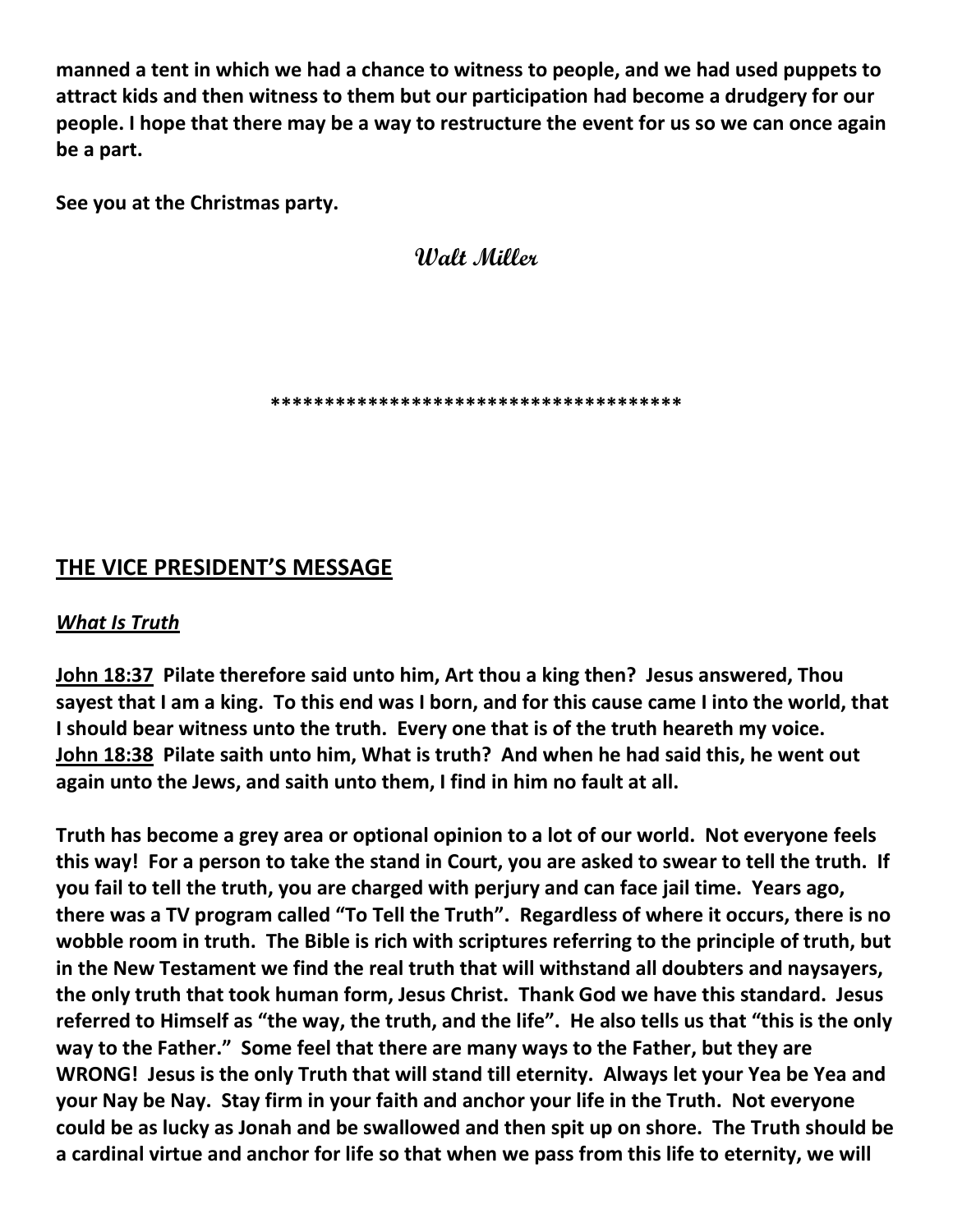**manned a tent in which we had a chance to witness to people, and we had used puppets to attract kids and then witness to them but our participation had become a drudgery for our people. I hope that there may be a way to restructure the event for us so we can once again be a part.**

**See you at the Christmas party.**

**Walt Miller**

**************************************

## THE VICE PRESIDENT'S MESSAGE

***What Is Truth***

**John 18:37 Pilate therefore said unto him, Art thou a king then? Jesus answered, Thou sayest that I am a king. To this end was I born, and for this cause came I into the world, that I should bear witness unto the truth. Every one that is of the truth heareth my voice.**
**John 18:38 Pilate saith unto him, What is truth? And when he had said this, he went out again unto the Jews, and saith unto them, I find in him no fault at all.**

**Truth has become a grey area or optional opinion to a lot of our world. Not everyone feels this way! For a person to take the stand in Court, you are asked to swear to tell the truth. If you fail to tell the truth, you are charged with perjury and can face jail time. Years ago, there was a TV program called "To Tell the Truth". Regardless of where it occurs, there is no wobble room in truth. The Bible is rich with scriptures referring to the principle of truth, but in the New Testament we find the real truth that will withstand all doubters and naysayers, the only truth that took human form, Jesus Christ. Thank God we have this standard. Jesus referred to Himself as "the way, the truth, and the life". He also tells us that "this is the only way to the Father." Some feel that there are many ways to the Father, but they are WRONG! Jesus is the only Truth that will stand till eternity. Always let your Yea be Yea and your Nay be Nay. Stay firm in your faith and anchor your life in the Truth. Not everyone could be as lucky as Jonah and be swallowed and then spit up on shore. The Truth should be a cardinal virtue and anchor for life so that when we pass from this life to eternity, we will**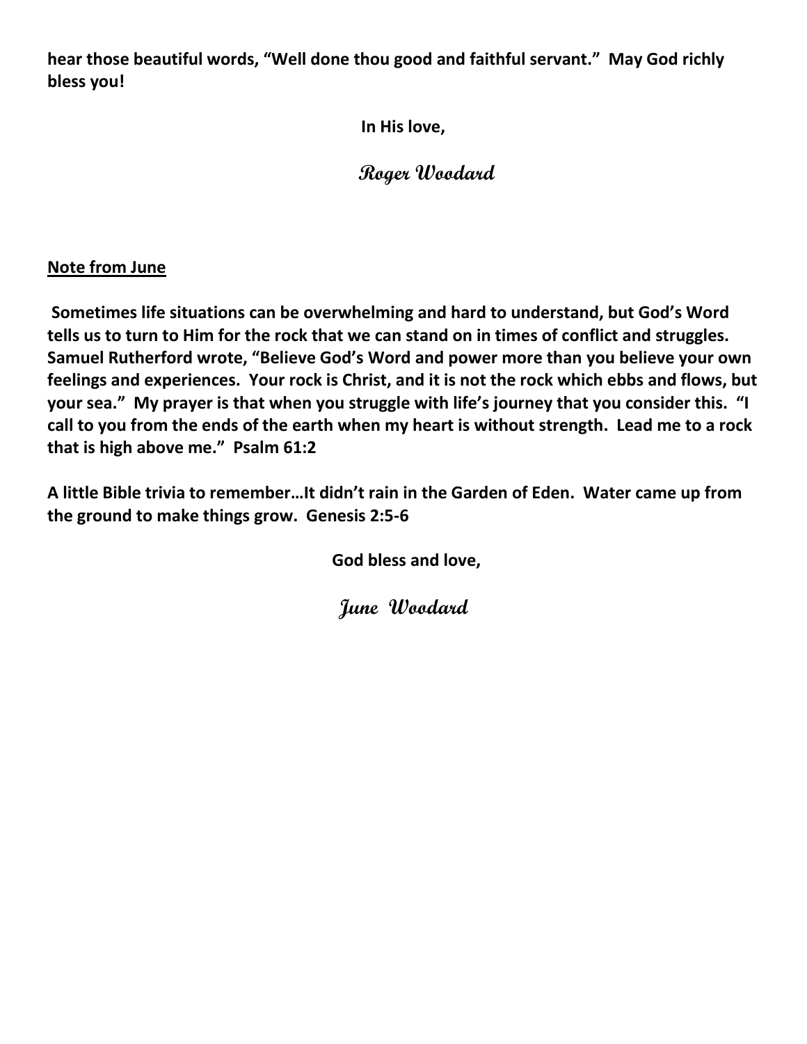**hear those beautiful words, "Well done thou good and faithful servant." May God richly bless you!**

**In His love,**

**Roger Woodard**

**Note from June**

**Sometimes life situations can be overwhelming and hard to understand, but God's Word tells us to turn to Him for the rock that we can stand on in times of conflict and struggles. Samuel Rutherford wrote, "Believe God's Word and power more than you believe your own feelings and experiences. Your rock is Christ, and it is not the rock which ebbs and flows, but your sea." My prayer is that when you struggle with life's journey that you consider this. "I call to you from the ends of the earth when my heart is without strength. Lead me to a rock that is high above me." Psalm 61:2**

**A little Bible trivia to remember…It didn't rain in the Garden of Eden. Water came up from the ground to make things grow. Genesis 2:5-6**

**God bless and love,**

**June Woodard**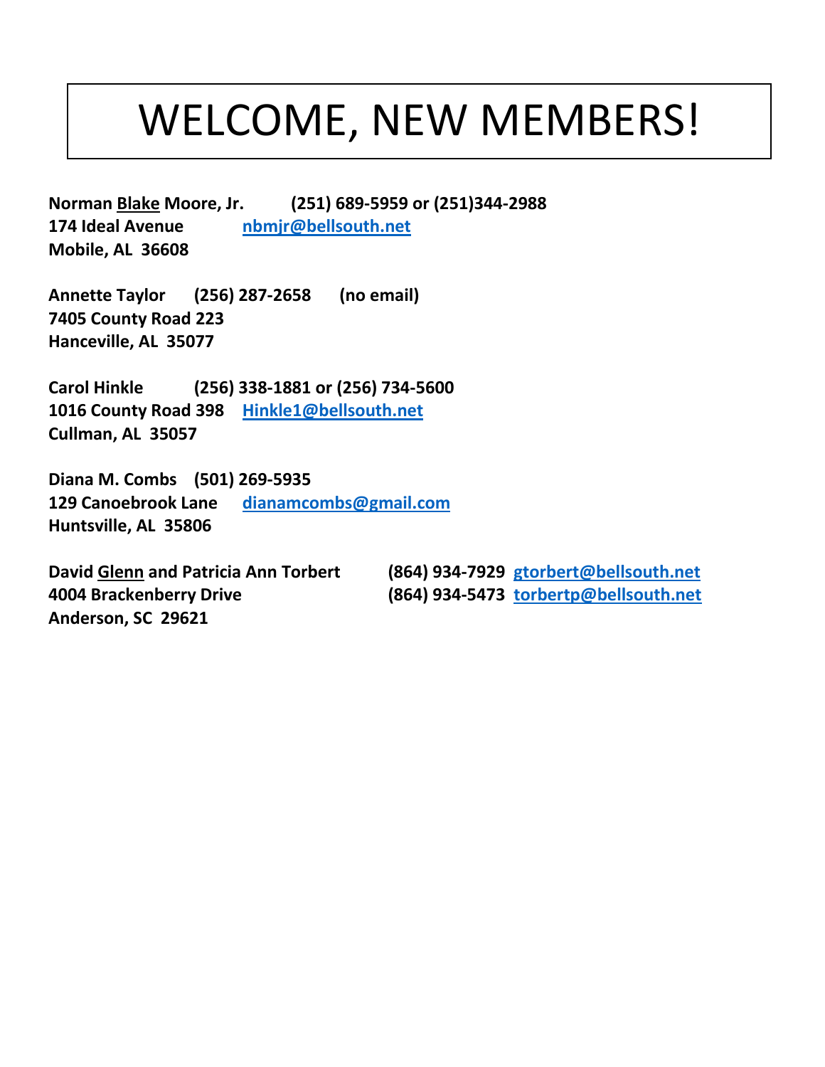# WELCOME, NEW MEMBERS!

**Norman <u>Blake</u> Moore, Jr.  (251) 689-5959 or (251)344-2988**
**174 Ideal Avenue  nbmjr@bellsouth.net**
**Mobile, AL 36608**

**Annette Taylor  (256) 287-2658  (no email)**
**7405 County Road 223**
**Hanceville, AL 35077**

**Carol Hinkle  (256) 338-1881 or (256) 734-5600**
**1016 County Road 398  Hinkle1@bellsouth.net**
**Cullman, AL 35057**

**Diana M. Combs  (501) 269-5935**
**129 Canoebrook Lane  dianamcombs@gmail.com**
**Huntsville, AL 35806**

**David <u>Glenn</u> and Patricia Ann Torbert  (864) 934-7929  gtorbert@bellsouth.net**
**4004 Brackenberry Drive  (864) 934-5473  torbertp@bellsouth.net**
**Anderson, SC 29621**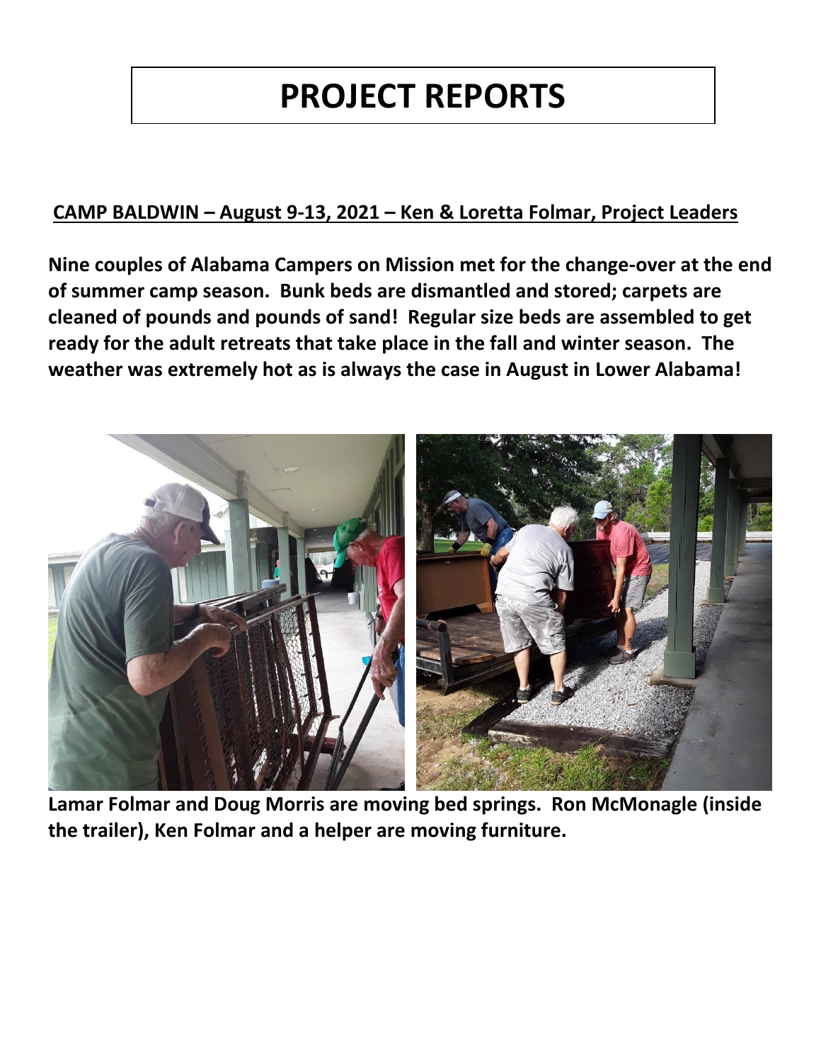# PROJECT REPORTS

**CAMP BALDWIN – August 9-13, 2021 – Ken & Loretta Folmar, Project Leaders**

**Nine couples of Alabama Campers on Mission met for the change-over at the end of summer camp season. Bunk beds are dismantled and stored; carpets are cleaned of pounds and pounds of sand! Regular size beds are assembled to get ready for the adult retreats that take place in the fall and winter season. The weather was extremely hot as is always the case in August in Lower Alabama!**

**Lamar Folmar and Doug Morris are moving bed springs. Ron McMonagle (inside the trailer), Ken Folmar and a helper are moving furniture.**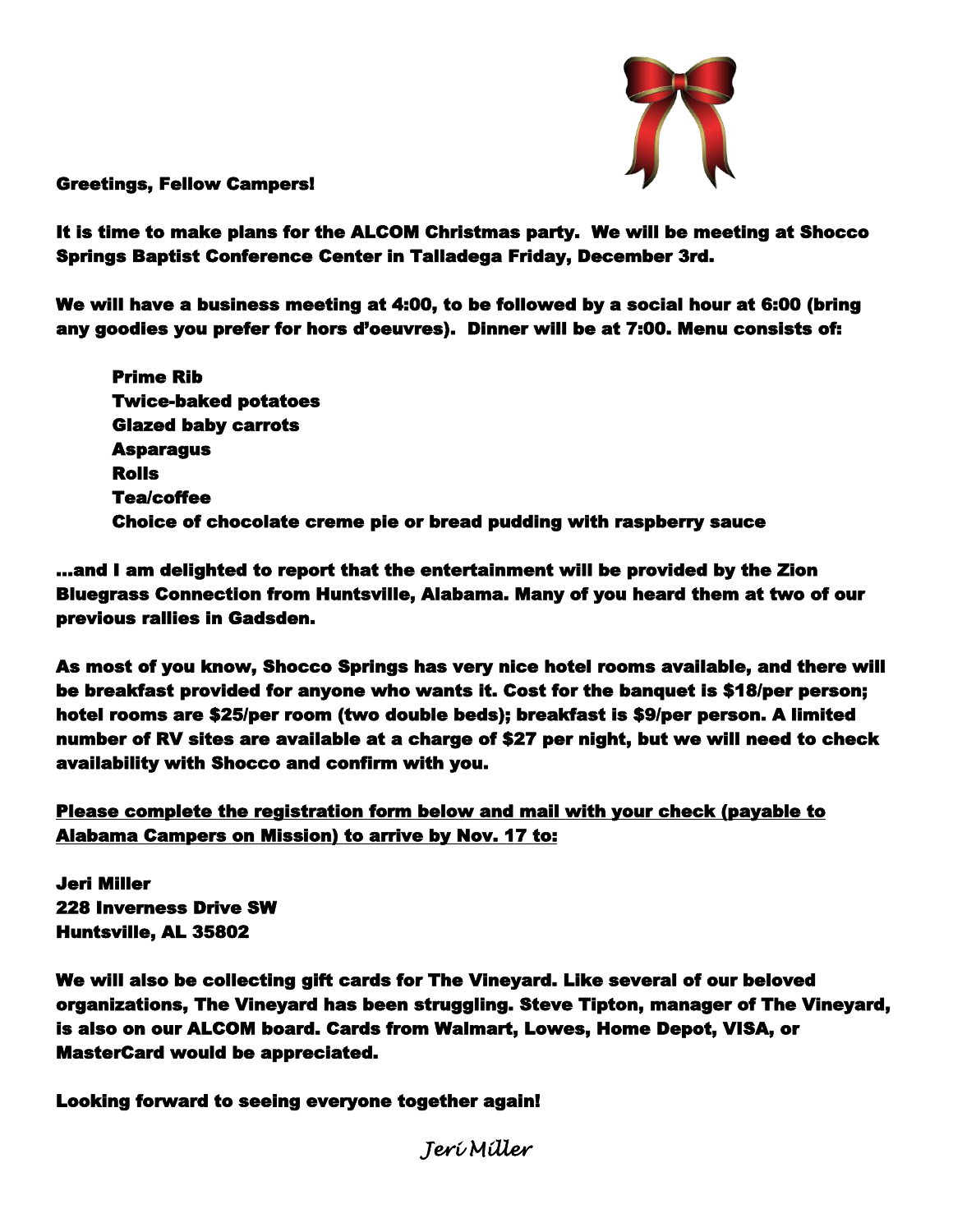**Greetings, Fellow Campers!**

**It is time to make plans for the ALCOM Christmas party. We will be meeting at Shocco Springs Baptist Conference Center in Talladega Friday, December 3rd.**

**We will have a business meeting at 4:00, to be followed by a social hour at 6:00 (bring any goodies you prefer for hors d'oeuvres). Dinner will be at 7:00. Menu consists of:**

> **Prime Rib**
> **Twice-baked potatoes**
> **Glazed baby carrots**
> **Asparagus**
> **Rolls**
> **Tea/coffee**
> **Choice of chocolate creme pie or bread pudding with raspberry sauce**

**...and I am delighted to report that the entertainment will be provided by the Zion Bluegrass Connection from Huntsville, Alabama. Many of you heard them at two of our previous rallies in Gadsden.**

**As most of you know, Shocco Springs has very nice hotel rooms available, and there will be breakfast provided for anyone who wants it. Cost for the banquet is $18/per person; hotel rooms are $25/per room (two double beds); breakfast is $9/per person. A limited number of RV sites are available at a charge of $27 per night, but we will need to check availability with Shocco and confirm with you.**

<u>**Please complete the registration form below and mail with your check (payable to Alabama Campers on Mission) to arrive by Nov. 17 to:**</u>

**Jeri Miller**
**228 Inverness Drive SW**
**Huntsville, AL 35802**

**We will also be collecting gift cards for The Vineyard. Like several of our beloved organizations, The Vineyard has been struggling. Steve Tipton, manager of The Vineyard, is also on our ALCOM board. Cards from Walmart, Lowes, Home Depot, VISA, or MasterCard would be appreciated.**

**Looking forward to seeing everyone together again!**

*Jeri Miller*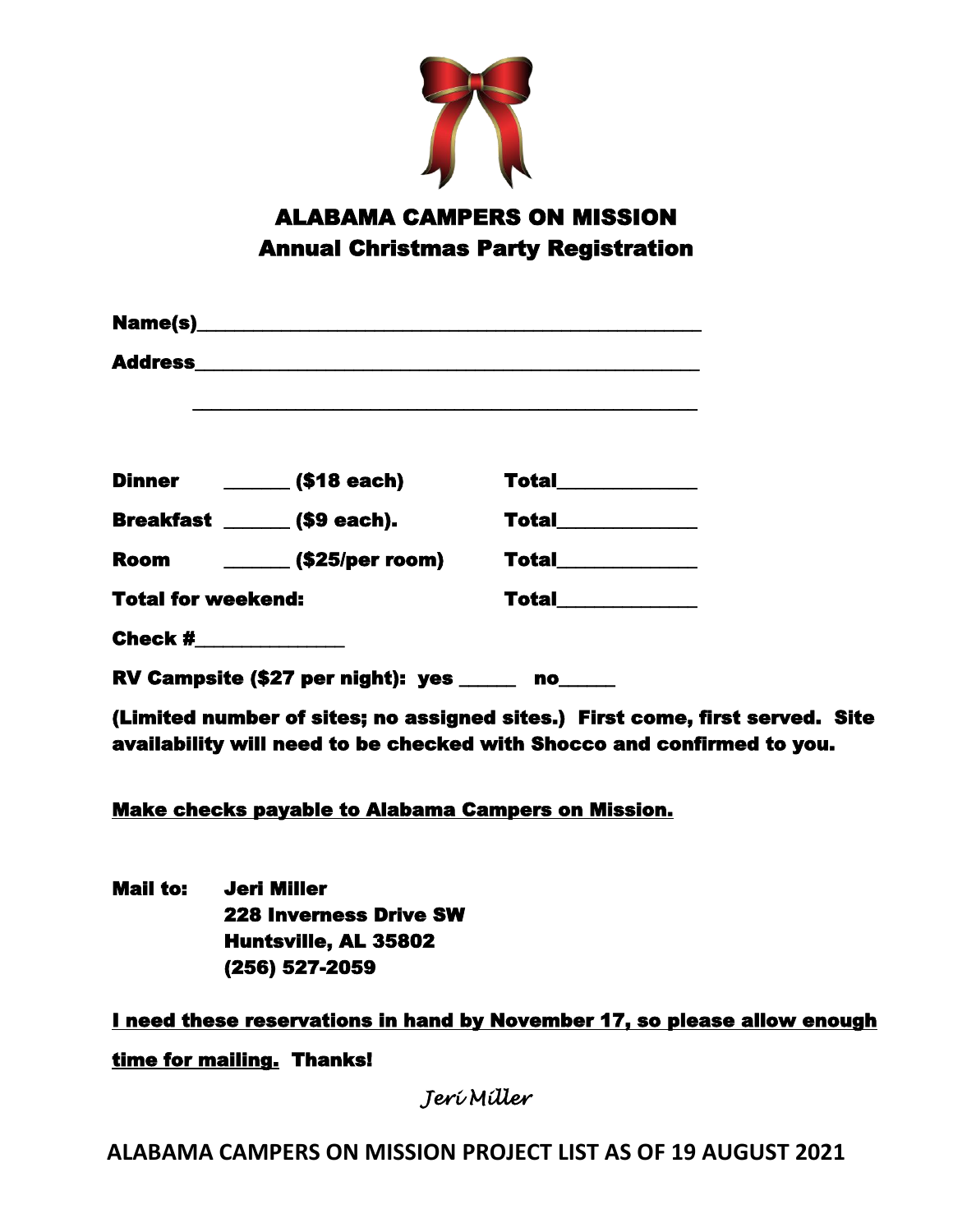# ALABAMA CAMPERS ON MISSION
## Annual Christmas Party Registration

**Name(s)**___________________________________________________

**Address**___________________________________________________

___________________________________________________

**Dinner** ______ **($18 each)** **Total**____________

**Breakfast** ______ **($9 each).** **Total**____________

**Room** ______ **($25/per room)** **Total**____________

**Total for weekend:** **Total**____________

**Check #**_____________

**RV Campsite ($27 per night): yes _____ no_____**

**(Limited number of sites; no assigned sites.) First come, first served. Site availability will need to be checked with Shocco and confirmed to you.**

**Make checks payable to Alabama Campers on Mission.**

**Mail to:** **Jeri Miller**
**228 Inverness Drive SW**
**Huntsville, AL 35802**
**(256) 527-2059**

**I need these reservations in hand by November 17, so please allow enough time for mailing.** **Thanks!**

*Jeri Miller*

**ALABAMA CAMPERS ON MISSION PROJECT LIST AS OF 19 AUGUST 2021**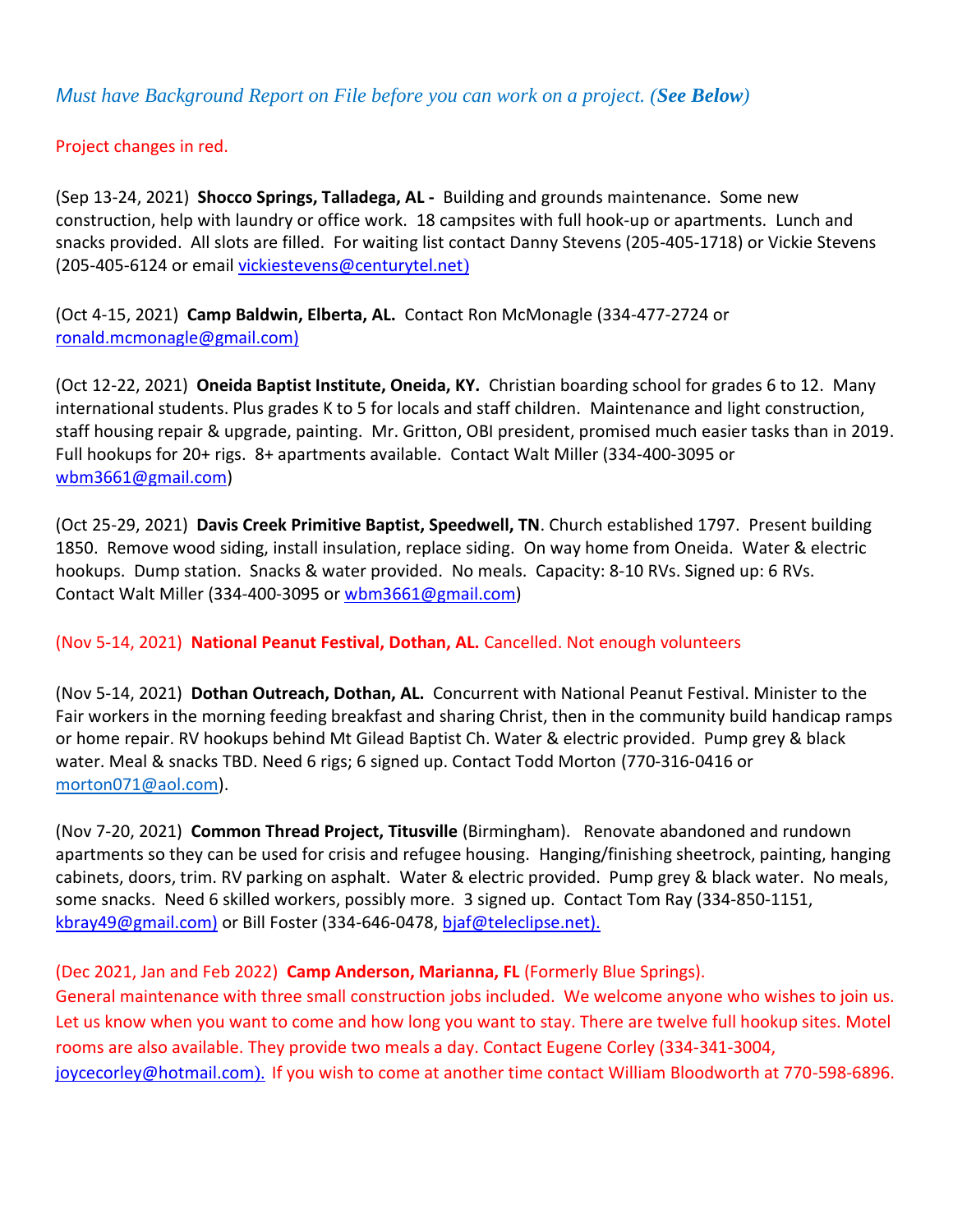*Must have Background Report on File before you can work on a project. (**See Below**)*

Project changes in red.

(Sep 13-24, 2021) **Shocco Springs, Talladega, AL -** Building and grounds maintenance. Some new construction, help with laundry or office work. 18 campsites with full hook-up or apartments. Lunch and snacks provided. All slots are filled. For waiting list contact Danny Stevens (205-405-1718) or Vickie Stevens (205-405-6124 or email vickiestevens@centurytel.net)

(Oct 4-15, 2021) **Camp Baldwin, Elberta, AL.** Contact Ron McMonagle (334-477-2724 or ronald.mcmonagle@gmail.com)

(Oct 12-22, 2021) **Oneida Baptist Institute, Oneida, KY.** Christian boarding school for grades 6 to 12. Many international students. Plus grades K to 5 for locals and staff children. Maintenance and light construction, staff housing repair & upgrade, painting. Mr. Gritton, OBI president, promised much easier tasks than in 2019. Full hookups for 20+ rigs. 8+ apartments available. Contact Walt Miller (334-400-3095 or wbm3661@gmail.com)

(Oct 25-29, 2021) **Davis Creek Primitive Baptist, Speedwell, TN**. Church established 1797. Present building 1850. Remove wood siding, install insulation, replace siding. On way home from Oneida. Water & electric hookups. Dump station. Snacks & water provided. No meals. Capacity: 8-10 RVs. Signed up: 6 RVs. Contact Walt Miller (334-400-3095 or wbm3661@gmail.com)

(Nov 5-14, 2021) **National Peanut Festival, Dothan, AL.** Cancelled. Not enough volunteers

(Nov 5-14, 2021) **Dothan Outreach, Dothan, AL.** Concurrent with National Peanut Festival. Minister to the Fair workers in the morning feeding breakfast and sharing Christ, then in the community build handicap ramps or home repair. RV hookups behind Mt Gilead Baptist Ch. Water & electric provided. Pump grey & black water. Meal & snacks TBD. Need 6 rigs; 6 signed up. Contact Todd Morton (770-316-0416 or morton071@aol.com).

(Nov 7-20, 2021) **Common Thread Project, Titusville** (Birmingham). Renovate abandoned and rundown apartments so they can be used for crisis and refugee housing. Hanging/finishing sheetrock, painting, hanging cabinets, doors, trim. RV parking on asphalt. Water & electric provided. Pump grey & black water. No meals, some snacks. Need 6 skilled workers, possibly more. 3 signed up. Contact Tom Ray (334-850-1151, kbray49@gmail.com) or Bill Foster (334-646-0478, bjaf@teleclipse.net).

(Dec 2021, Jan and Feb 2022) **Camp Anderson, Marianna, FL** (Formerly Blue Springs).
General maintenance with three small construction jobs included. We welcome anyone who wishes to join us. Let us know when you want to come and how long you want to stay. There are twelve full hookup sites. Motel rooms are also available. They provide two meals a day. Contact Eugene Corley (334-341-3004, joycecorley@hotmail.com). If you wish to come at another time contact William Bloodworth at 770-598-6896.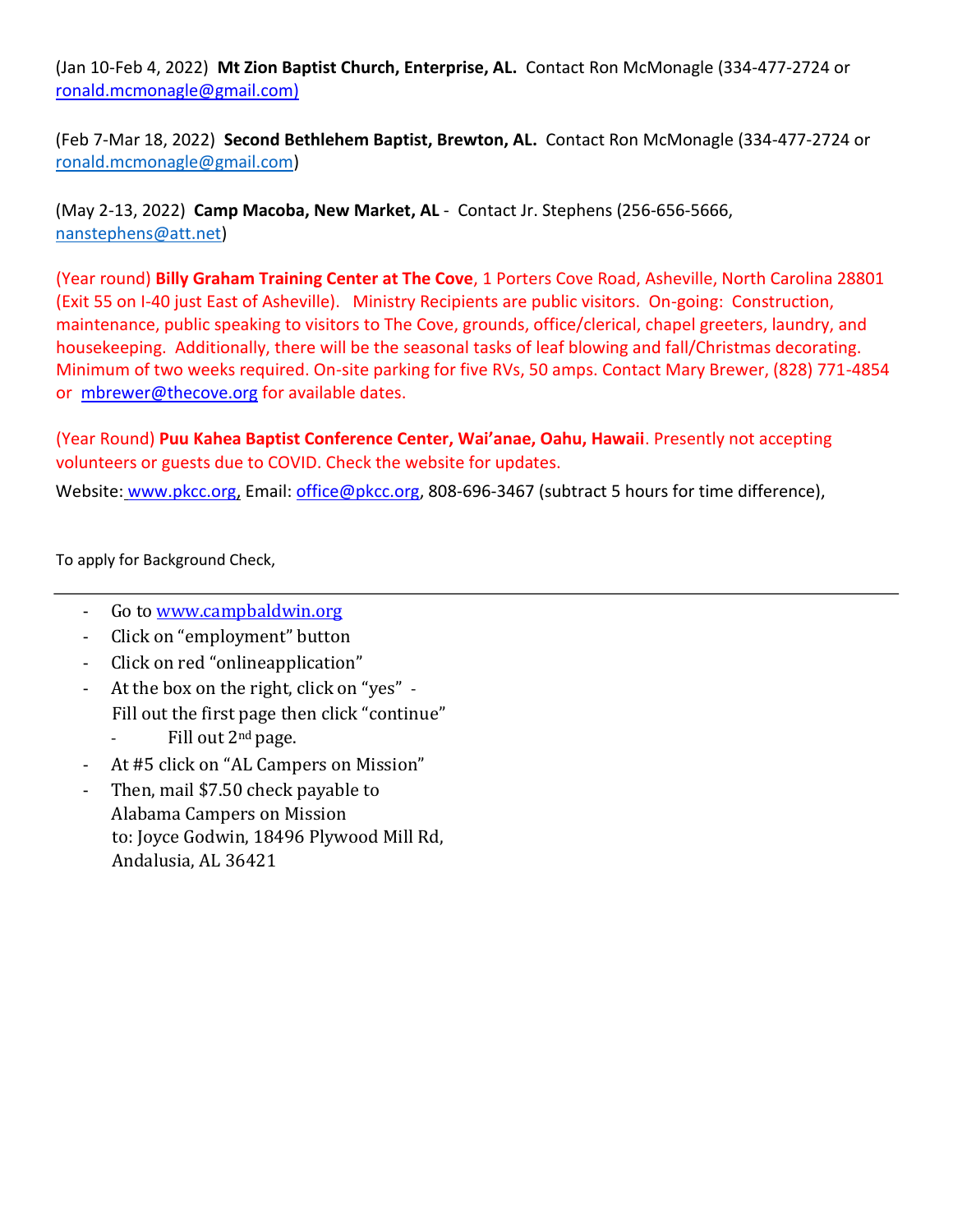(Jan 10-Feb 4, 2022) **Mt Zion Baptist Church, Enterprise, AL.** Contact Ron McMonagle (334-477-2724 or ronald.mcmonagle@gmail.com)

(Feb 7-Mar 18, 2022) **Second Bethlehem Baptist, Brewton, AL.** Contact Ron McMonagle (334-477-2724 or ronald.mcmonagle@gmail.com)

(May 2-13, 2022) **Camp Macoba, New Market, AL** - Contact Jr. Stephens (256-656-5666, nanstephens@att.net)

(Year round) **Billy Graham Training Center at The Cove**, 1 Porters Cove Road, Asheville, North Carolina 28801 (Exit 55 on I-40 just East of Asheville). Ministry Recipients are public visitors. On-going: Construction, maintenance, public speaking to visitors to The Cove, grounds, office/clerical, chapel greeters, laundry, and housekeeping. Additionally, there will be the seasonal tasks of leaf blowing and fall/Christmas decorating. Minimum of two weeks required. On-site parking for five RVs, 50 amps. Contact Mary Brewer, (828) 771-4854 or mbrewer@thecove.org for available dates.

(Year Round) **Puu Kahea Baptist Conference Center, Wai'anae, Oahu, Hawaii**. Presently not accepting volunteers or guests due to COVID. Check the website for updates.

Website: www.pkcc.org, Email: office@pkcc.org, 808-696-3467 (subtract 5 hours for time difference),

To apply for Background Check,

---

- Go to www.campbaldwin.org
- Click on "employment" button
- Click on red "onlineapplication"
- At the box on the right, click on "yes" -
  Fill out the first page then click "continue"
  - Fill out 2nd page.
- At #5 click on "AL Campers on Mission"
- Then, mail $7.50 check payable to
  Alabama Campers on Mission
  to: Joyce Godwin, 18496 Plywood Mill Rd,
  Andalusia, AL 36421